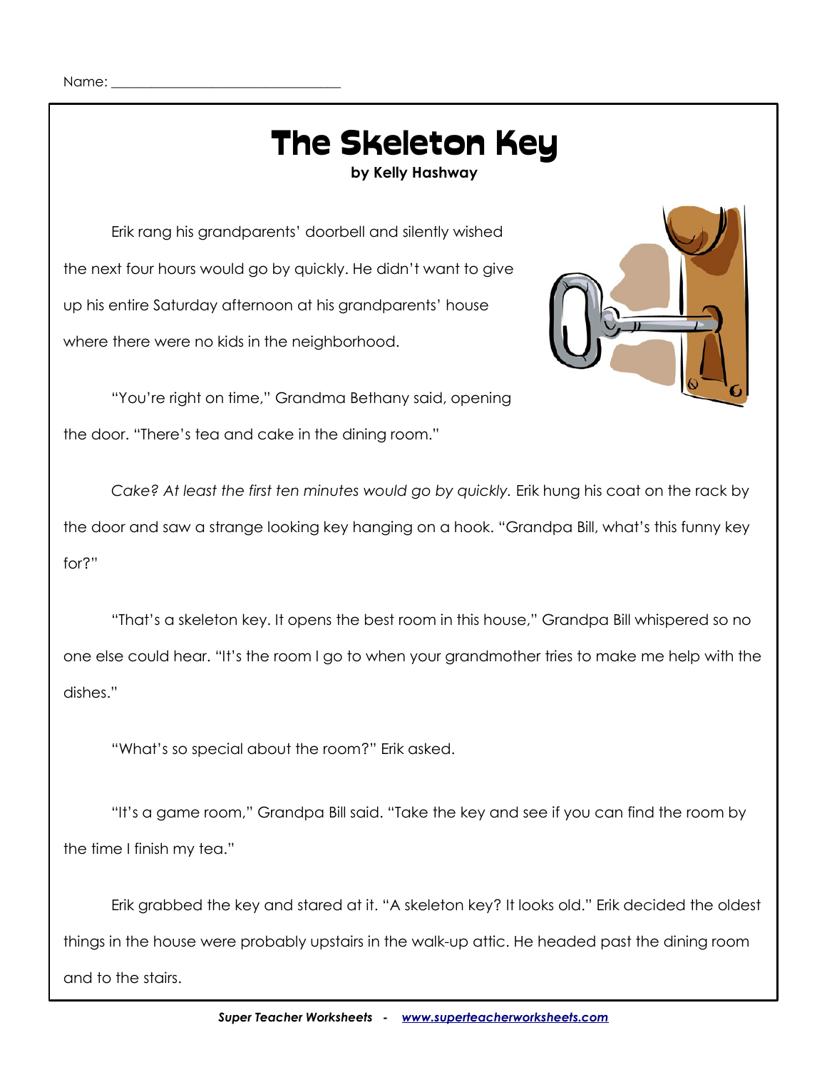Name: ________________________________

# The Skeleton Key

**by Kelly Hashway**

Erik rang his grandparents' doorbell and silently wished the next four hours would go by quickly. He didn't want to give up his entire Saturday afternoon at his grandparents' house where there were no kids in the neighborhood.

"You're right on time," Grandma Bethany said, opening the door. "There's tea and cake in the dining room."

*Cake? At least the first ten minutes would go by quickly.* Erik hung his coat on the rack by the door and saw a strange looking key hanging on a hook. "Grandpa Bill, what's this funny key for?"

"That's a skeleton key. It opens the best room in this house," Grandpa Bill whispered so no one else could hear. "It's the room I go to when your grandmother tries to make me help with the dishes."

"What's so special about the room?" Erik asked.

"It's a game room," Grandpa Bill said. "Take the key and see if you can find the room by the time I finish my tea."

Erik grabbed the key and stared at it. "A skeleton key? It looks old." Erik decided the oldest things in the house were probably upstairs in the walk-up attic. He headed past the dining room and to the stairs.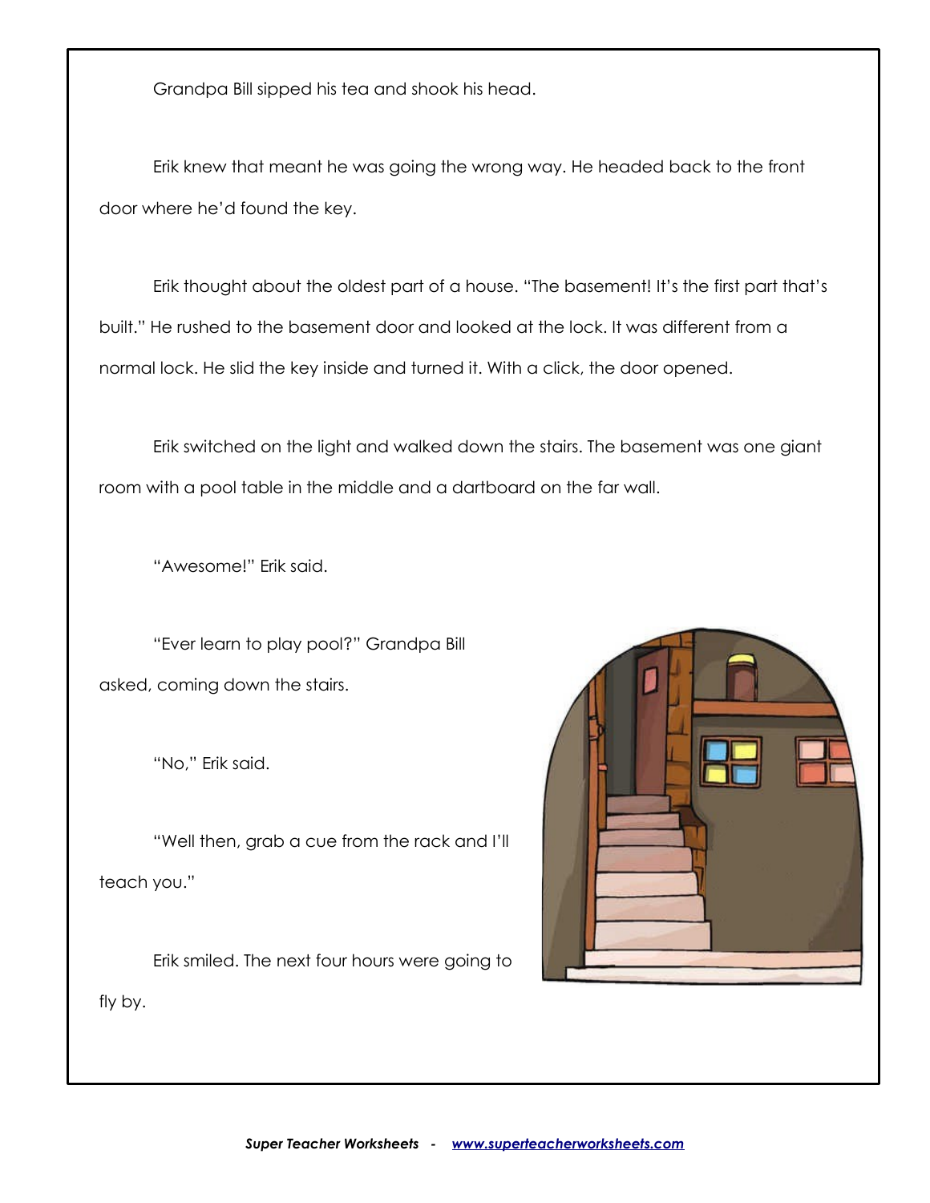Grandpa Bill sipped his tea and shook his head.

Erik knew that meant he was going the wrong way. He headed back to the front door where he'd found the key.

Erik thought about the oldest part of a house. "The basement! It's the first part that's built." He rushed to the basement door and looked at the lock. It was different from a normal lock. He slid the key inside and turned it. With a click, the door opened.

Erik switched on the light and walked down the stairs. The basement was one giant room with a pool table in the middle and a dartboard on the far wall.

"Awesome!" Erik said.

"Ever learn to play pool?" Grandpa Bill asked, coming down the stairs.

"No," Erik said.

"Well then, grab a cue from the rack and I'll teach you."

Erik smiled. The next four hours were going to fly by.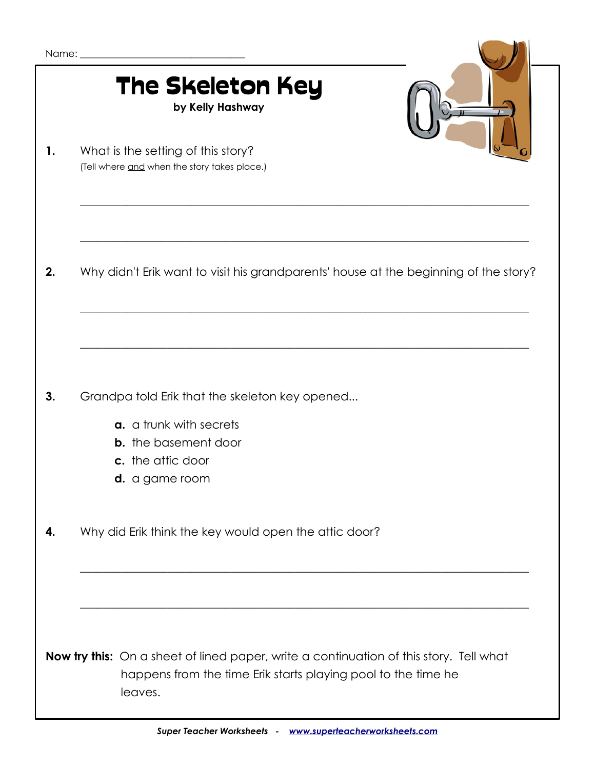Name: ________________________________

# The Skeleton Key

**by Kelly Hashway**

**1.** What is the setting of this story?
(Tell where and when the story takes place.)

___________________________________________________________________________

___________________________________________________________________________

**2.** Why didn't Erik want to visit his grandparents' house at the beginning of the story?

___________________________________________________________________________

___________________________________________________________________________

**3.** Grandpa told Erik that the skeleton key opened...

- **a.** a trunk with secrets
- **b.** the basement door
- **c.** the attic door
- **d.** a game room

**4.** Why did Erik think the key would open the attic door?

___________________________________________________________________________

___________________________________________________________________________

**Now try this:** On a sheet of lined paper, write a continuation of this story. Tell what happens from the time Erik starts playing pool to the time he leaves.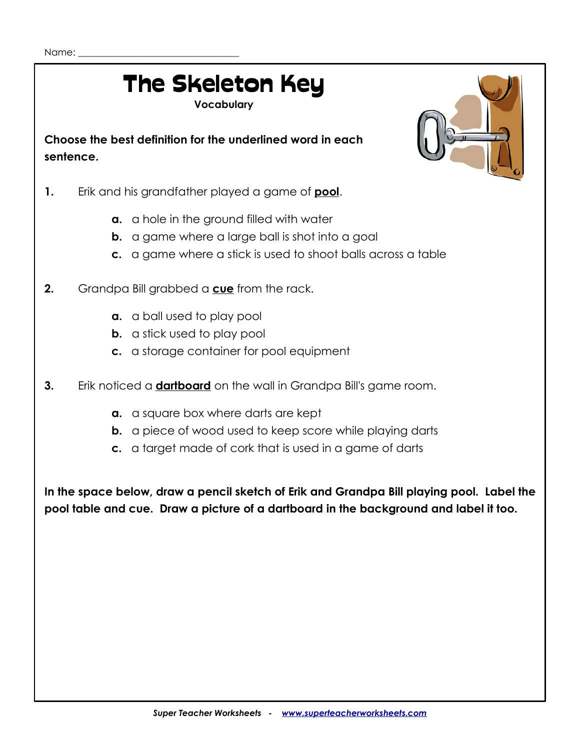Name: ________________________________

# The Skeleton Key

**Vocabulary**

**Choose the best definition for the underlined word in each sentence.**

**1.** Erik and his grandfather played a game of **pool**.

- **a.** a hole in the ground filled with water
- **b.** a game where a large ball is shot into a goal
- **c.** a game where a stick is used to shoot balls across a table

**2.** Grandpa Bill grabbed a **cue** from the rack.

- **a.** a ball used to play pool
- **b.** a stick used to play pool
- **c.** a storage container for pool equipment

**3.** Erik noticed a **dartboard** on the wall in Grandpa Bill's game room.

- **a.** a square box where darts are kept
- **b.** a piece of wood used to keep score while playing darts
- **c.** a target made of cork that is used in a game of darts

**In the space below, draw a pencil sketch of Erik and Grandpa Bill playing pool. Label the pool table and cue. Draw a picture of a dartboard in the background and label it too.**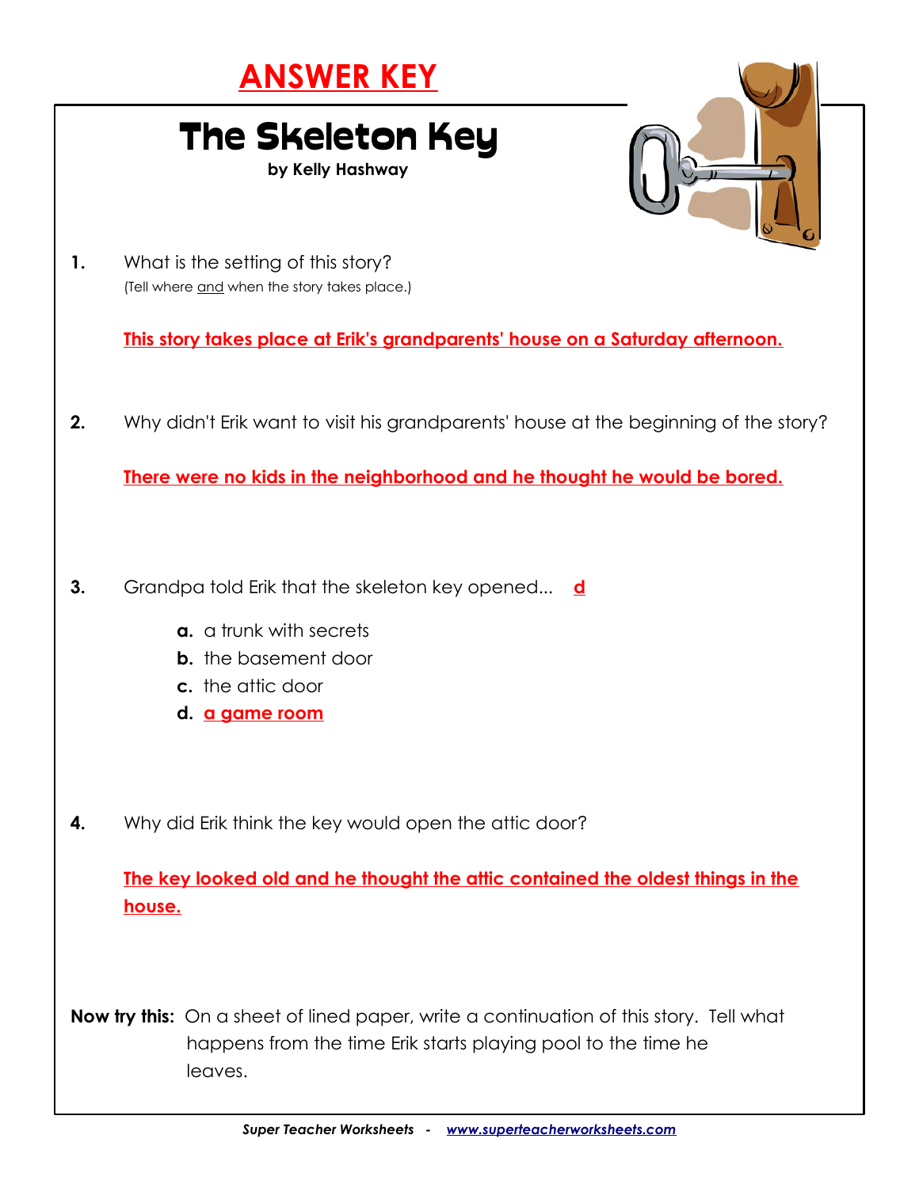# ANSWER KEY

## The Skeleton Key

**by Kelly Hashway**

**1.** What is the setting of this story?
(Tell where and when the story takes place.)

This story takes place at Erik's grandparents' house on a Saturday afternoon.

**2.** Why didn't Erik want to visit his grandparents' house at the beginning of the story?

There were no kids in the neighborhood and he thought he would be bored.

**3.** Grandpa told Erik that the skeleton key opened... **d**

- **a.** a trunk with secrets
- **b.** the basement door
- **c.** the attic door
- **d.** a game room

**4.** Why did Erik think the key would open the attic door?

The key looked old and he thought the attic contained the oldest things in the house.

**Now try this:** On a sheet of lined paper, write a continuation of this story. Tell what happens from the time Erik starts playing pool to the time he leaves.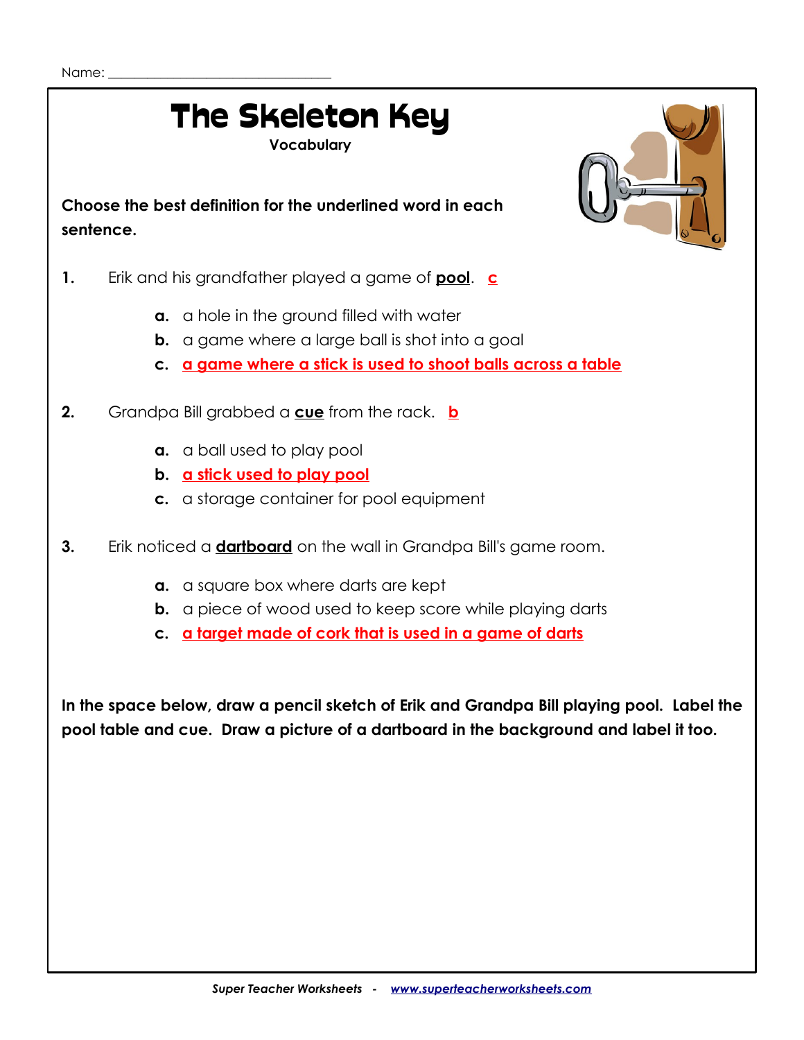Name: ___________________________________

# The Skeleton Key

**Vocabulary**

**Choose the best definition for the underlined word in each sentence.**

**1.** Erik and his grandfather played a game of **pool**. c

- **a.** a hole in the ground filled with water
- **b.** a game where a large ball is shot into a goal
- **c.** a game where a stick is used to shoot balls across a table

**2.** Grandpa Bill grabbed a **cue** from the rack. b

- **a.** a ball used to play pool
- **b.** a stick used to play pool
- **c.** a storage container for pool equipment

**3.** Erik noticed a **dartboard** on the wall in Grandpa Bill's game room.

- **a.** a square box where darts are kept
- **b.** a piece of wood used to keep score while playing darts
- **c.** a target made of cork that is used in a game of darts

**In the space below, draw a pencil sketch of Erik and Grandpa Bill playing pool. Label the pool table and cue. Draw a picture of a dartboard in the background and label it too.**